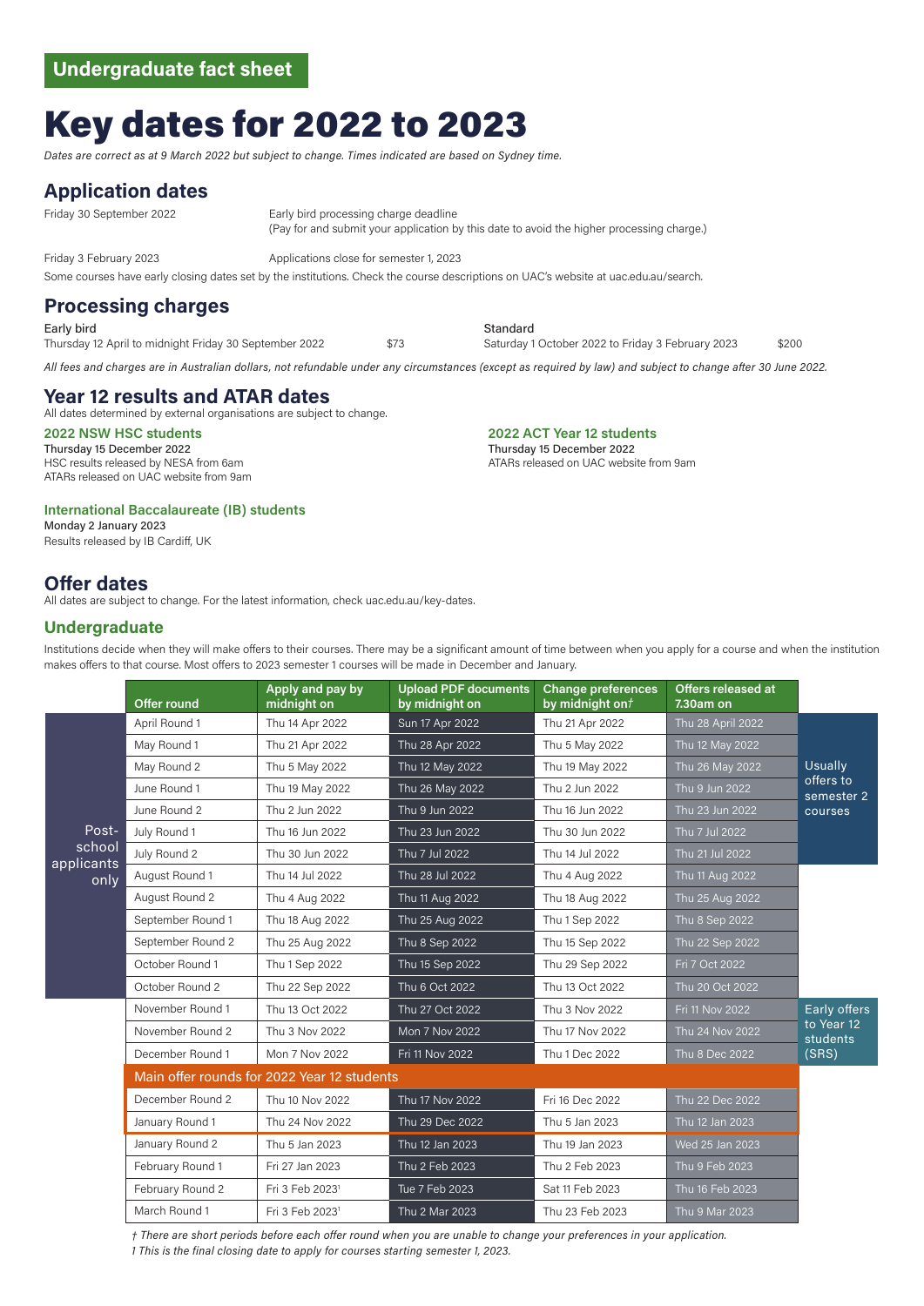Undergraduate fact sheet

# Key dates for 2022 to 2023

*Dates are correct as at 9 March 2022 but subject to change. Times indicated are based on Sydney time.*

## Application dates

| | |
|---|---|
| Friday 30 September 2022 | Early bird processing charge deadline (Pay for and submit your application by this date to avoid the higher processing charge.) |
| Friday 3 February 2023 | Applications close for semester 1, 2023 |

Some courses have early closing dates set by the institutions. Check the course descriptions on UAC's website at uac.edu.au/search.

## Processing charges

| | | | |
|---|---|---|---|
| Early bird | | Standard | |
| Thursday 12 April to midnight Friday 30 September 2022 | $73 | Saturday 1 October 2022 to Friday 3 February 2023 | $200 |

*All fees and charges are in Australian dollars, not refundable under any circumstances (except as required by law) and subject to change after 30 June 2022.*

## Year 12 results and ATAR dates

All dates determined by external organisations are subject to change.

### 2022 NSW HSC students

Thursday 15 December 2022
HSC results released by NESA from 6am
ATARs released on UAC website from 9am

### 2022 ACT Year 12 students

Thursday 15 December 2022
ATARs released on UAC website from 9am

### International Baccalaureate (IB) students

Monday 2 January 2023
Results released by IB Cardiff, UK

## Offer dates

All dates are subject to change. For the latest information, check uac.edu.au/key-dates.

### Undergraduate

Institutions decide when they will make offers to their courses. There may be a significant amount of time between when you apply for a course and when the institution makes offers to that course. Most offers to 2023 semester 1 courses will be made in December and January.

| | Offer round | Apply and pay by midnight on | Upload PDF documents by midnight on | Change preferences by midnight on† | Offers released at 7.30am on | |
|---|---|---|---|---|---|---|
| Post-school applicants only | April Round 1 | Thu 14 Apr 2022 | Sun 17 Apr 2022 | Thu 21 Apr 2022 | Thu 28 April 2022 | Usually offers to semester 2 courses |
| Post-school applicants only | May Round 1 | Thu 21 Apr 2022 | Thu 28 Apr 2022 | Thu 5 May 2022 | Thu 12 May 2022 | Usually offers to semester 2 courses |
| Post-school applicants only | May Round 2 | Thu 5 May 2022 | Thu 12 May 2022 | Thu 19 May 2022 | Thu 26 May 2022 | Usually offers to semester 2 courses |
| Post-school applicants only | June Round 1 | Thu 19 May 2022 | Thu 26 May 2022 | Thu 2 Jun 2022 | Thu 9 Jun 2022 | Usually offers to semester 2 courses |
| Post-school applicants only | June Round 2 | Thu 2 Jun 2022 | Thu 9 Jun 2022 | Thu 16 Jun 2022 | Thu 23 Jun 2022 | Usually offers to semester 2 courses |
| Post-school applicants only | July Round 1 | Thu 16 Jun 2022 | Thu 23 Jun 2022 | Thu 30 Jun 2022 | Thu 7 Jul 2022 | Usually offers to semester 2 courses |
| Post-school applicants only | July Round 2 | Thu 30 Jun 2022 | Thu 7 Jul 2022 | Thu 14 Jul 2022 | Thu 21 Jul 2022 | Usually offers to semester 2 courses |
| Post-school applicants only | August Round 1 | Thu 14 Jul 2022 | Thu 28 Jul 2022 | Thu 4 Aug 2022 | Thu 11 Aug 2022 | |
| Post-school applicants only | August Round 2 | Thu 4 Aug 2022 | Thu 11 Aug 2022 | Thu 18 Aug 2022 | Thu 25 Aug 2022 | |
| Post-school applicants only | September Round 1 | Thu 18 Aug 2022 | Thu 25 Aug 2022 | Thu 1 Sep 2022 | Thu 8 Sep 2022 | |
| Post-school applicants only | September Round 2 | Thu 25 Aug 2022 | Thu 8 Sep 2022 | Thu 15 Sep 2022 | Thu 22 Sep 2022 | |
| Post-school applicants only | October Round 1 | Thu 1 Sep 2022 | Thu 15 Sep 2022 | Thu 29 Sep 2022 | Fri 7 Oct 2022 | |
| Post-school applicants only | October Round 2 | Thu 22 Sep 2022 | Thu 6 Oct 2022 | Thu 13 Oct 2022 | Thu 20 Oct 2022 | |
| | November Round 1 | Thu 13 Oct 2022 | Thu 27 Oct 2022 | Thu 3 Nov 2022 | Fri 11 Nov 2022 | Early offers to Year 12 students (SRS) |
| | November Round 2 | Thu 3 Nov 2022 | Mon 7 Nov 2022 | Thu 17 Nov 2022 | Thu 24 Nov 2022 | Early offers to Year 12 students (SRS) |
| | December Round 1 | Mon 7 Nov 2022 | Fri 11 Nov 2022 | Thu 1 Dec 2022 | Thu 8 Dec 2022 | Early offers to Year 12 students (SRS) |
| | **Main offer rounds for 2022 Year 12 students** | | | | | |
| | December Round 2 | Thu 10 Nov 2022 | Thu 17 Nov 2022 | Fri 16 Dec 2022 | Thu 22 Dec 2022 | |
| | January Round 1 | Thu 24 Nov 2022 | Thu 29 Dec 2022 | Thu 5 Jan 2023 | Thu 12 Jan 2023 | |
| | January Round 2 | Thu 5 Jan 2023 | Thu 12 Jan 2023 | Thu 19 Jan 2023 | Wed 25 Jan 2023 | |
| | February Round 1 | Fri 27 Jan 2023 | Thu 2 Feb 2023 | Thu 2 Feb 2023 | Thu 9 Feb 2023 | |
| | February Round 2 | Fri 3 Feb 2023[1] | Tue 7 Feb 2023 | Sat 11 Feb 2023 | Thu 16 Feb 2023 | |
| | March Round 1 | Fri 3 Feb 2023[1] | Thu 2 Mar 2023 | Thu 23 Feb 2023 | Thu 9 Mar 2023 | |

*† There are short periods before each offer round when you are unable to change your preferences in your application.*
*1 This is the final closing date to apply for courses starting semester 1, 2023.*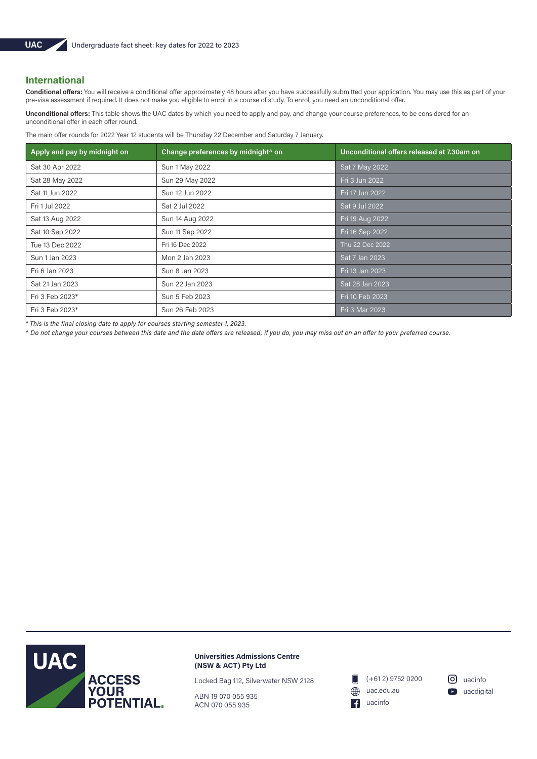## International

**Conditional offers:** You will receive a conditional offer approximately 48 hours after you have successfully submitted your application. You may use this as part of your pre-visa assessment if required. It does not make you eligible to enrol in a course of study. To enrol, you need an unconditional offer.

**Unconditional offers:** This table shows the UAC dates by which you need to apply and pay, and change your course preferences, to be considered for an unconditional offer in each offer round.

The main offer rounds for 2022 Year 12 students will be Thursday 22 December and Saturday 7 January.

| Apply and pay by midnight on | Change preferences by midnight^ on | Unconditional offers released at 7.30am on |
|---|---|---|
| Sat 30 Apr 2022 | Sun 1 May 2022 | Sat 7 May 2022 |
| Sat 28 May 2022 | Sun 29 May 2022 | Fri 3 Jun 2022 |
| Sat 11 Jun 2022 | Sun 12 Jun 2022 | Fri 17 Jun 2022 |
| Fri 1 Jul 2022 | Sat 2 Jul 2022 | Sat 9 Jul 2022 |
| Sat 13 Aug 2022 | Sun 14 Aug 2022 | Fri 19 Aug 2022 |
| Sat 10 Sep 2022 | Sun 11 Sep 2022 | Fri 16 Sep 2022 |
| Tue 13 Dec 2022 | Fri 16 Dec 2022 | Thu 22 Dec 2022 |
| Sun 1 Jan 2023 | Mon 2 Jan 2023 | Sat 7 Jan 2023 |
| Fri 6 Jan 2023 | Sun 8 Jan 2023 | Fri 13 Jan 2023 |
| Sat 21 Jan 2023 | Sun 22 Jan 2023 | Sat 28 Jan 2023 |
| Fri 3 Feb 2023* | Sun 5 Feb 2023 | Fri 10 Feb 2023 |
| Fri 3 Feb 2023* | Sun 26 Feb 2023 | Fri 3 Mar 2023 |

*\* This is the final closing date to apply for courses starting semester 1, 2023.*

*^ Do not change your courses between this date and the date offers are released; if you do, you may miss out on an offer to your preferred course.*

UAC ACCESS YOUR POTENTIAL.

**Universities Admissions Centre (NSW & ACT) Pty Ltd**

Locked Bag 112, Silverwater NSW 2128

ABN 19 070 055 935
ACN 070 055 935

(+61 2) 9752 0200
uac.edu.au
uacinfo
uacinfo
uacdigital